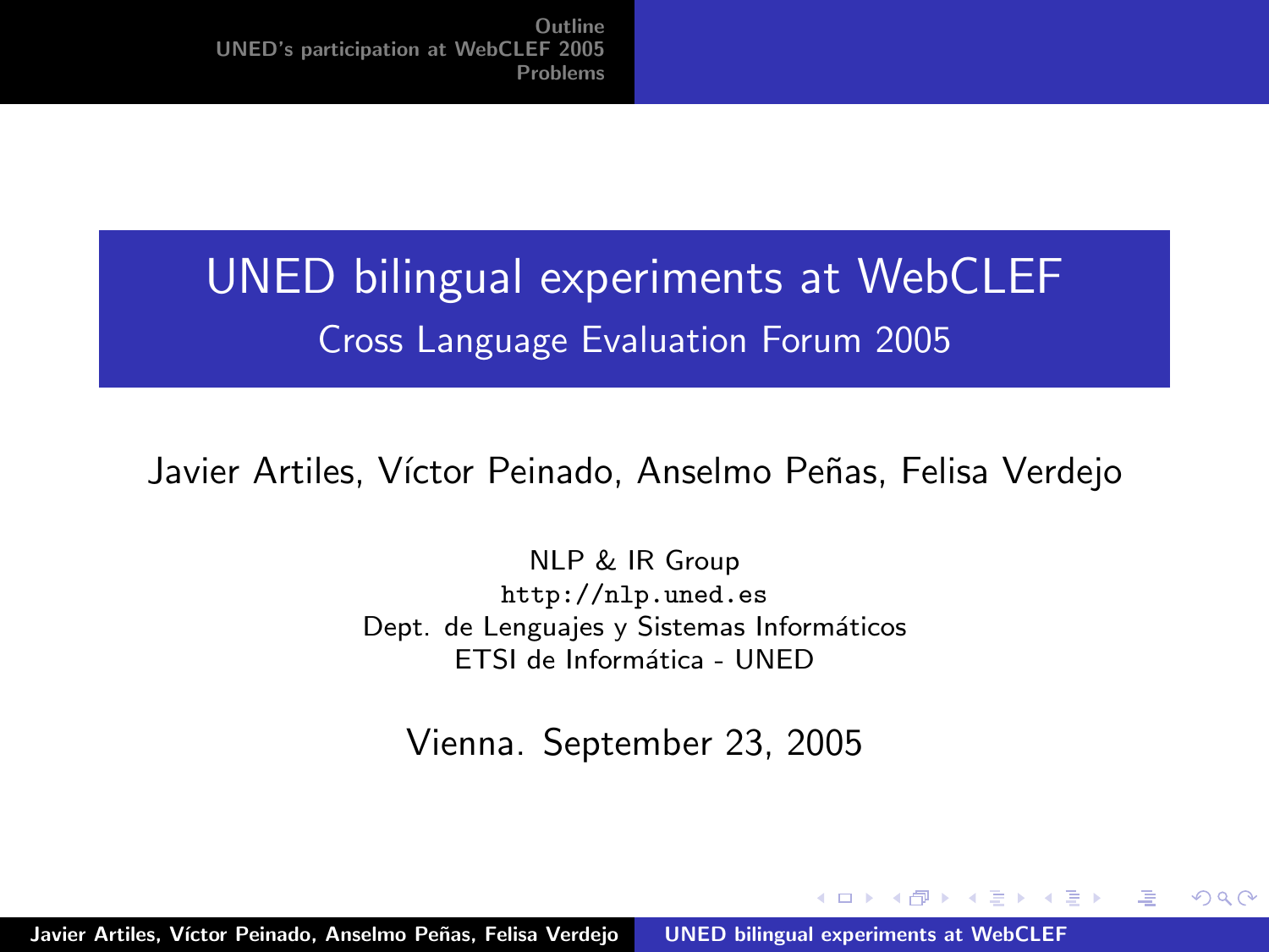# UNED bilingual experiments at WebCLEF

## Cross Language Evaluation Forum 2005

Javier Artiles, Víctor Peinado, Anselmo Peñas, Felisa Verdejo

NLP & IR Group
http://nlp.uned.es
Dept. de Lenguajes y Sistemas Informáticos
ETSI de Informática - UNED

Vienna. September 23, 2005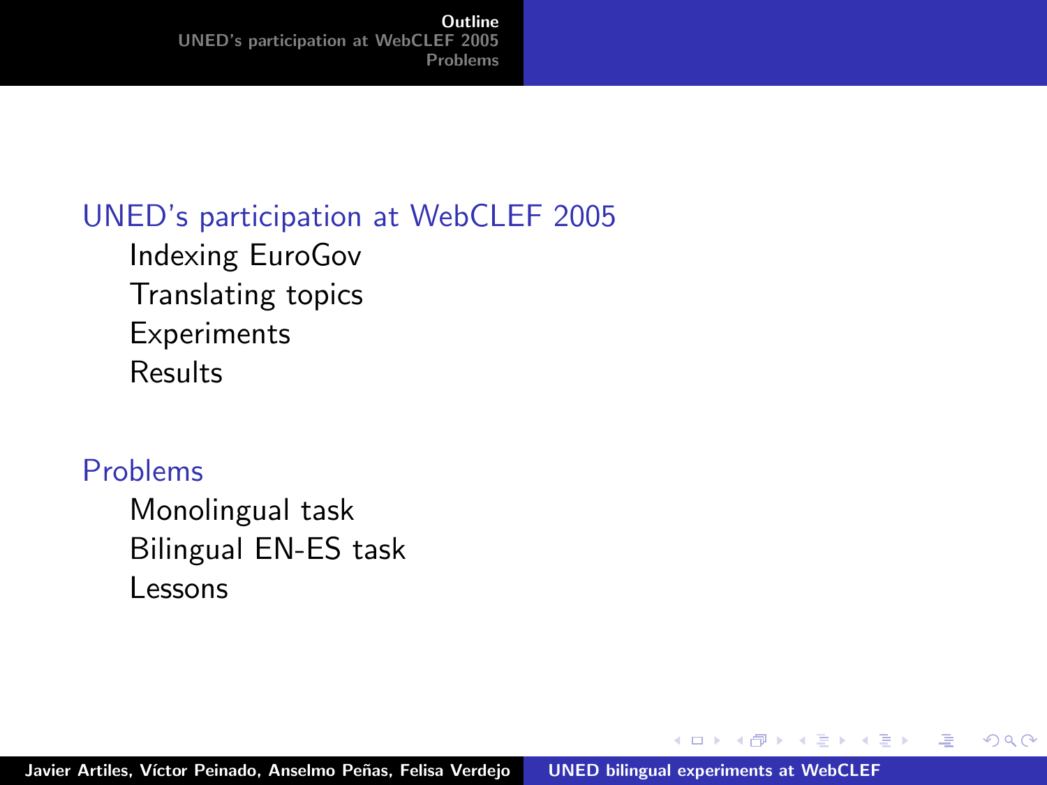## UED's participation at WebCLEF 2005

- Indexing EuroGov
- Translating topics
- Experiments
- Results

## Problems

- Monolingual task
- Bilingual EN-ES task
- Lessons

## UNED's participation at WebCLEF 2005

- Indexing EuroGov
- Translating topics
- Experiments
- Results

## Problems

- Monolingual task
- Bilingual EN-ES task
- Lessons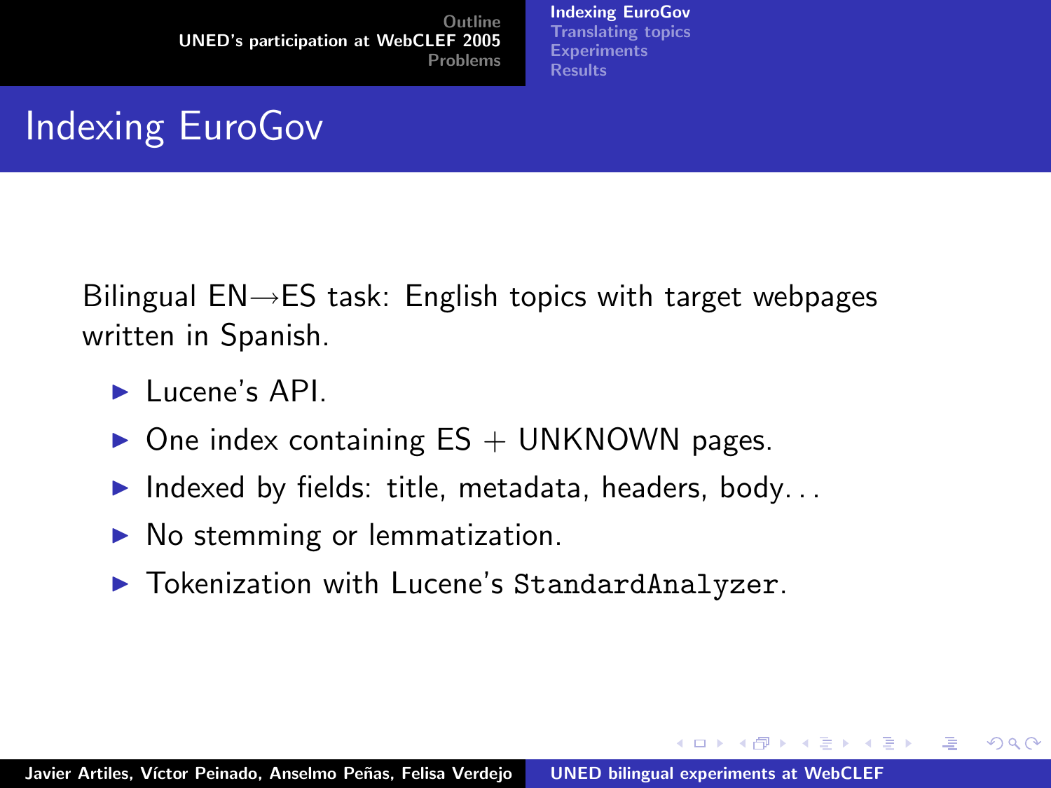# Indexing EuroGov

Bilingual EN→ES task: English topics with target webpages written in Spanish.

- Lucene's API.
- One index containing ES + UNKNOWN pages.
- Indexed by fields: title, metadata, headers, body...
- No stemming or lemmatization.
- Tokenization with Lucene's `StandardAnalyzer`.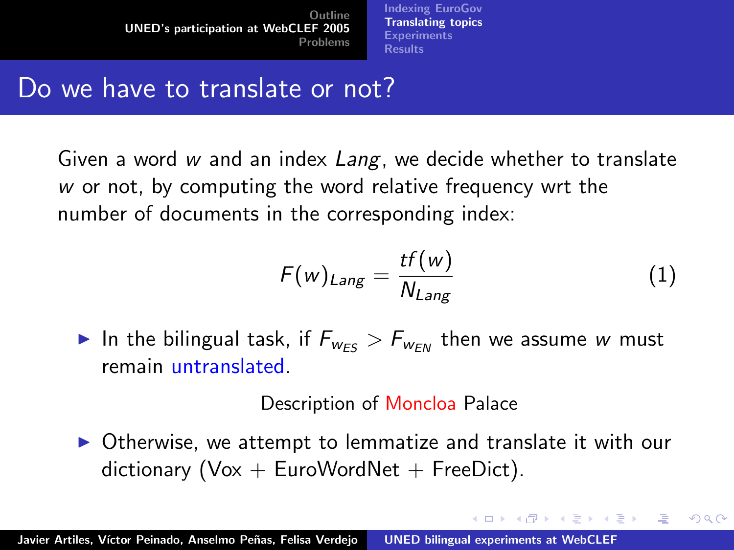## Do we have to translate or not?

Given a word $w$ and an index $Lang$, we decide whether to translate $w$ or not, by computing the word relative frequency wrt the number of documents in the corresponding index:

$$F(w)_{Lang} = \frac{tf(w)}{N_{Lang}} \quad (1)$$

- In the bilingual task, if $F_{w_{ES}} > F_{w_{EN}}$ then we assume $w$ must remain untranslated.

  Description of Moncloa Palace

- Otherwise, we attempt to lemmatize and translate it with our dictionary (Vox + EuroWordNet + FreeDict).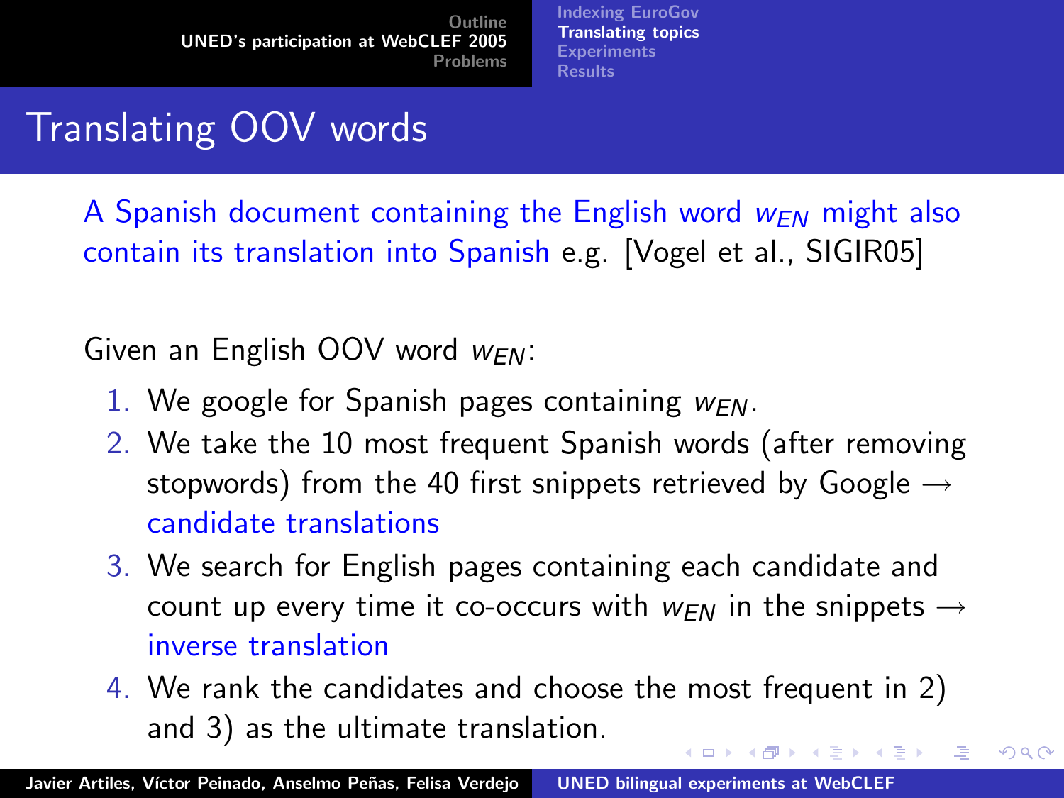# Translating OOV words

A Spanish document containing the English word $w_{EN}$ might also contain its translation into Spanish e.g. [Vogel et al., SIGIR05]

Given an English OOV word $w_{EN}$:

1. We google for Spanish pages containing $w_{EN}$.
2. We take the 10 most frequent Spanish words (after removing stopwords) from the 40 first snippets retrieved by Google → candidate translations
3. We search for English pages containing each candidate and count up every time it co-occurs with $w_{EN}$ in the snippets → inverse translation
4. We rank the candidates and choose the most frequent in 2) and 3) as the ultimate translation.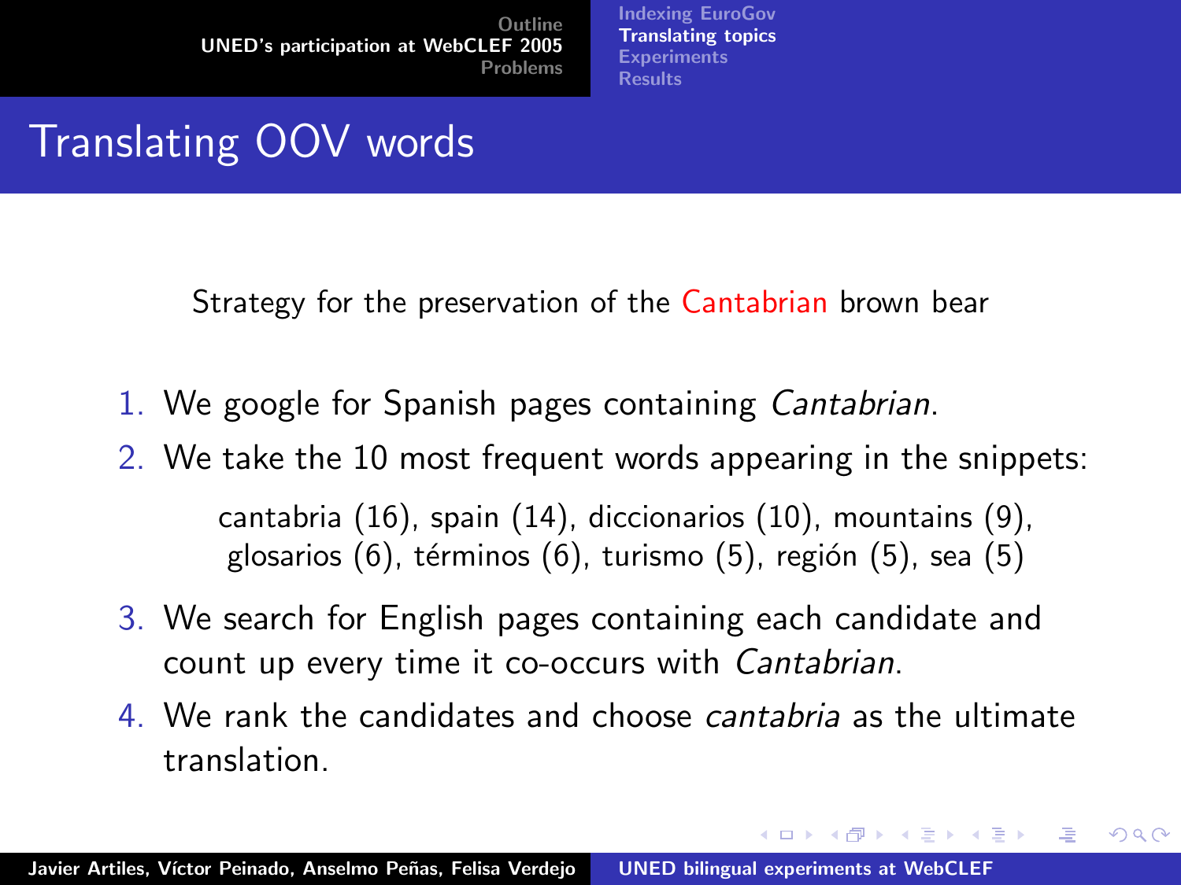# Translating OOV words

Strategy for the preservation of the Cantabrian brown bear

1. We google for Spanish pages containing *Cantabrian*.
2. We take the 10 most frequent words appearing in the snippets:

   cantabria (16), spain (14), diccionarios (10), mountains (9), glosarios (6), términos (6), turismo (5), región (5), sea (5)

3. We search for English pages containing each candidate and count up every time it co-occurs with *Cantabrian*.
4. We rank the candidates and choose *cantabria* as the ultimate translation.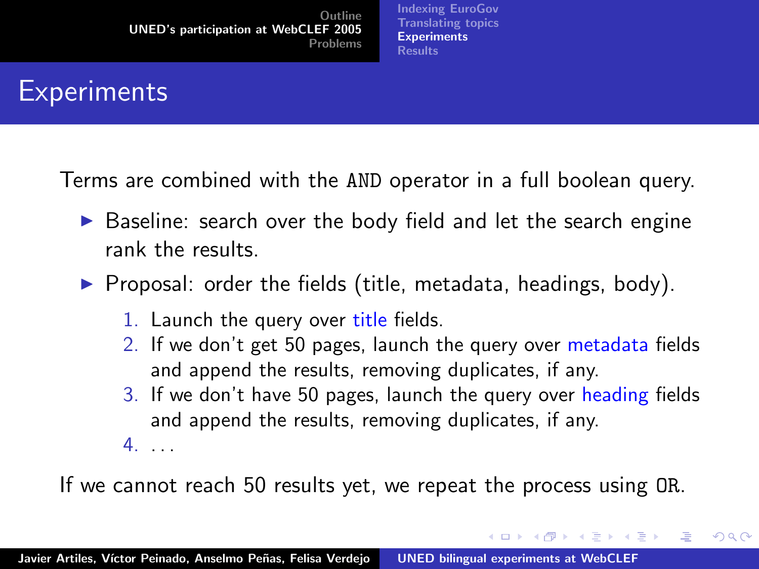# Experiments

Terms are combined with the `AND` operator in a full boolean query.

- Baseline: search over the body field and let the search engine rank the results.
- Proposal: order the fields (title, metadata, headings, body).
  1. Launch the query over title fields.
  2. If we don't get 50 pages, launch the query over metadata fields and append the results, removing duplicates, if any.
  3. If we don't have 50 pages, launch the query over heading fields and append the results, removing duplicates, if any.
  4. ...

If we cannot reach 50 results yet, we repeat the process using `OR`.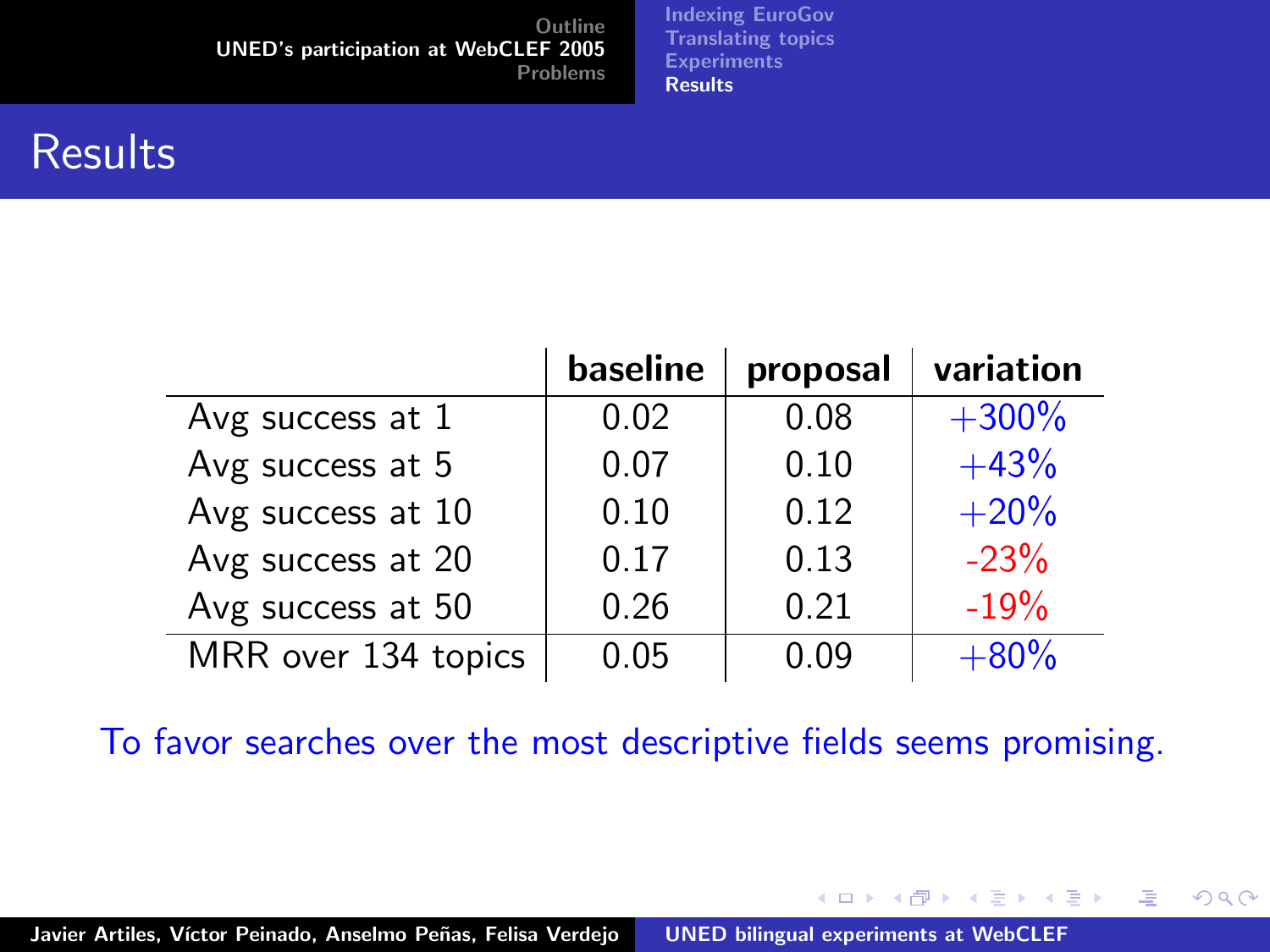# Results

| | baseline | proposal | variation |
|---|---|---|---|
| Avg success at 1 | 0.02 | 0.08 | +300% |
| Avg success at 5 | 0.07 | 0.10 | +43% |
| Avg success at 10 | 0.10 | 0.12 | +20% |
| Avg success at 20 | 0.17 | 0.13 | -23% |
| Avg success at 50 | 0.26 | 0.21 | -19% |
| MRR over 134 topics | 0.05 | 0.09 | +80% |

To favor searches over the most descriptive fields seems promising.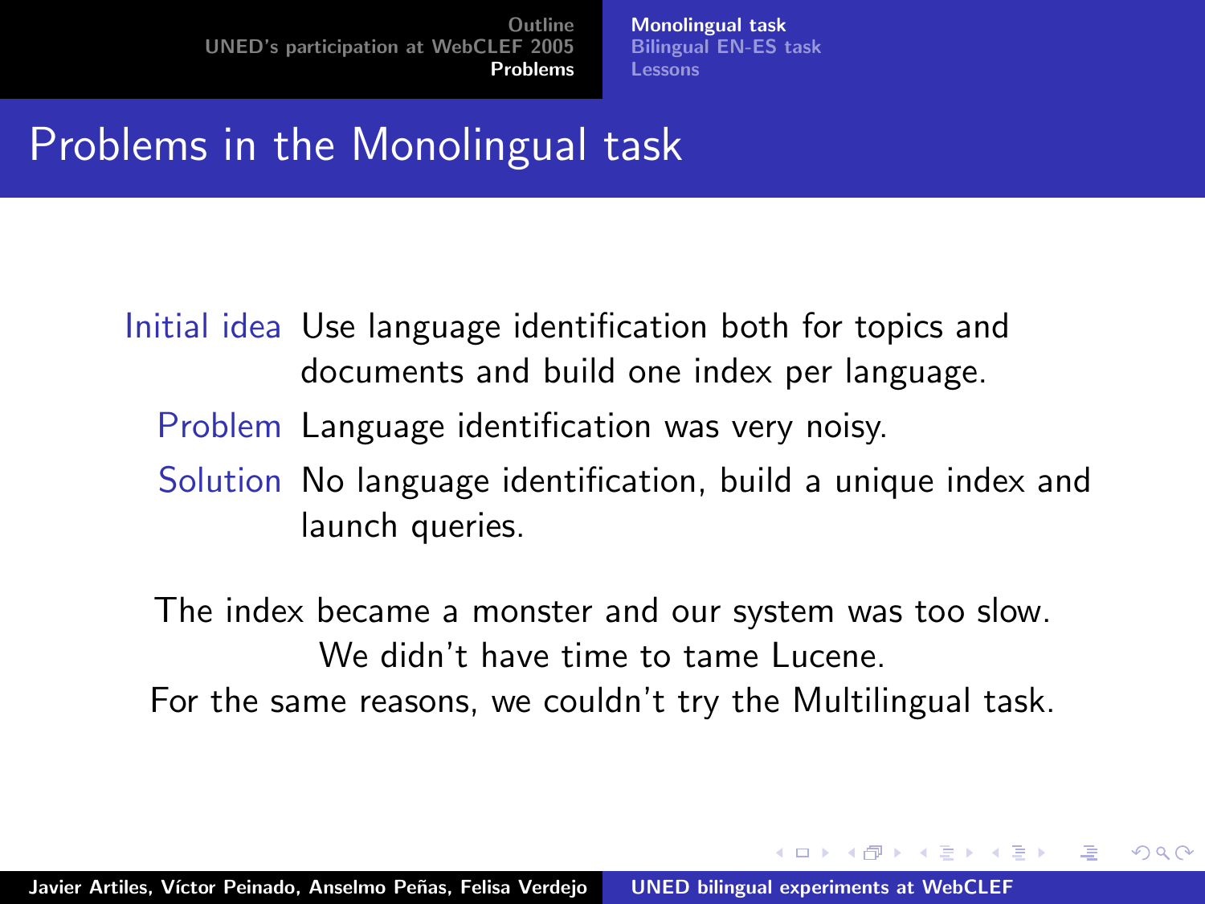# Problems in the Monolingual task

**Initial idea** Use language identification both for topics and documents and build one index per language.

**Problem** Language identification was very noisy.

**Solution** No language identification, build a unique index and launch queries.

The index became a monster and our system was too slow.
We didn't have time to tame Lucene.
For the same reasons, we couldn't try the Multilingual task.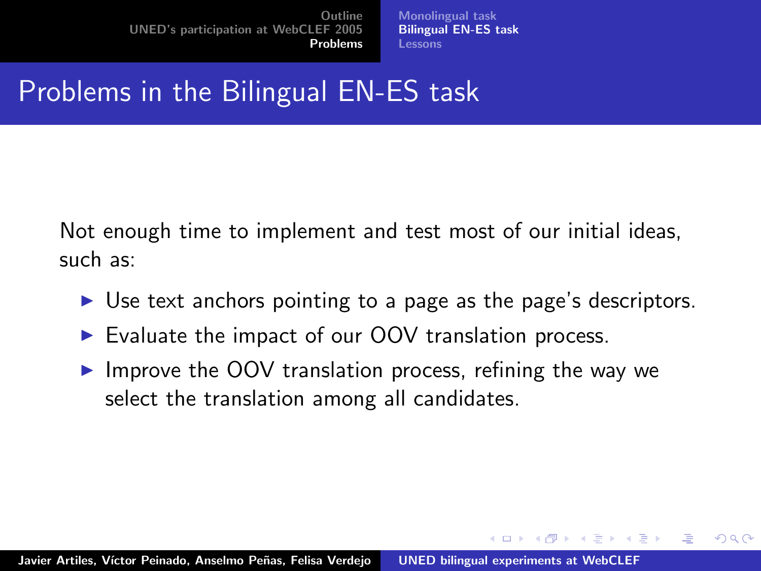## Problems in the Bilingual EN-ES task

Not enough time to implement and test most of our initial ideas, such as:

- Use text anchors pointing to a page as the page's descriptors.
- Evaluate the impact of our OOV translation process.
- Improve the OOV translation process, refining the way we select the translation among all candidates.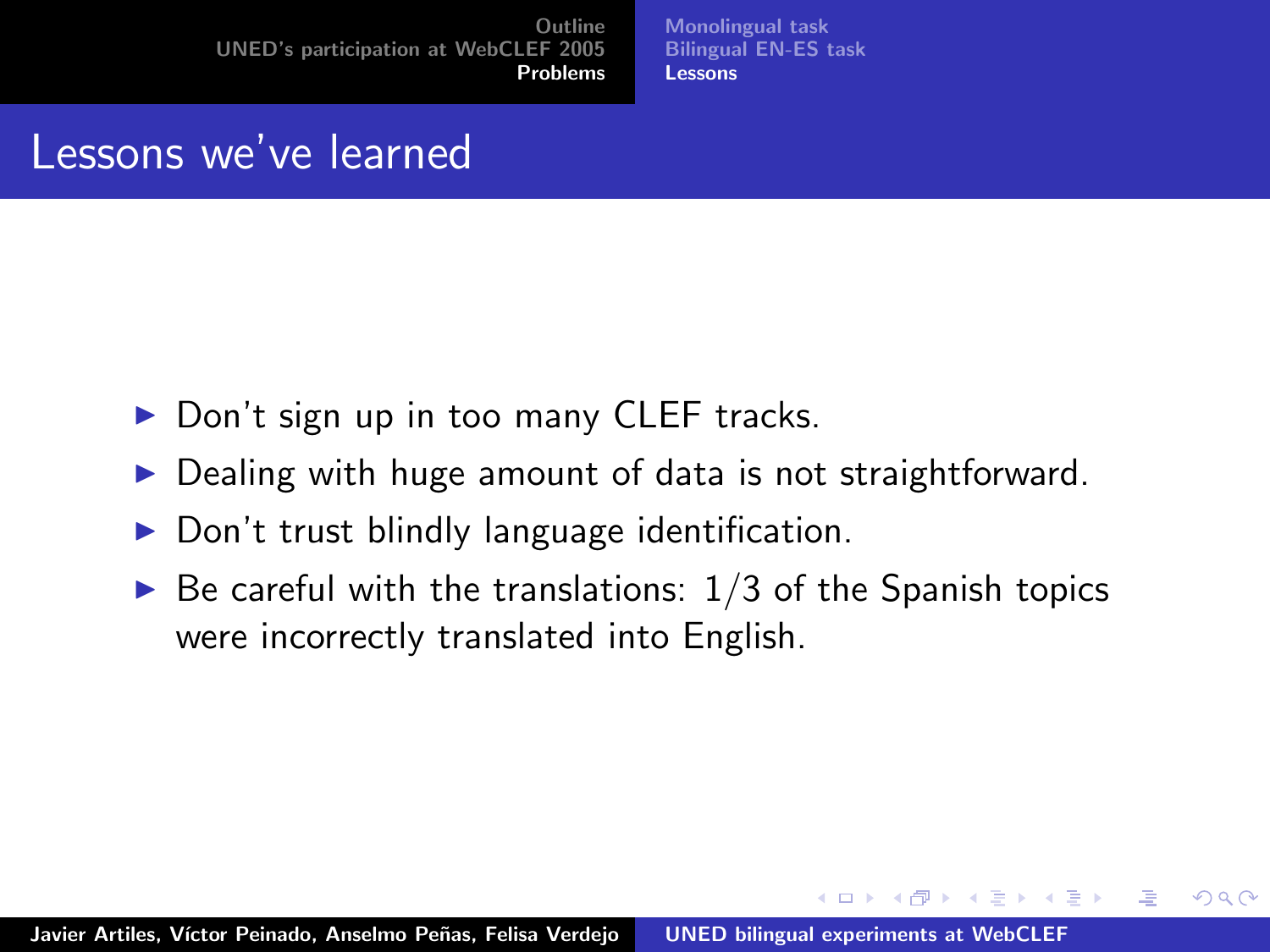## Lessons we've learned

- Don't sign up in too many CLEF tracks.
- Dealing with huge amount of data is not straightforward.
- Don't trust blindly language identification.
- Be careful with the translations: 1/3 of the Spanish topics were incorrectly translated into English.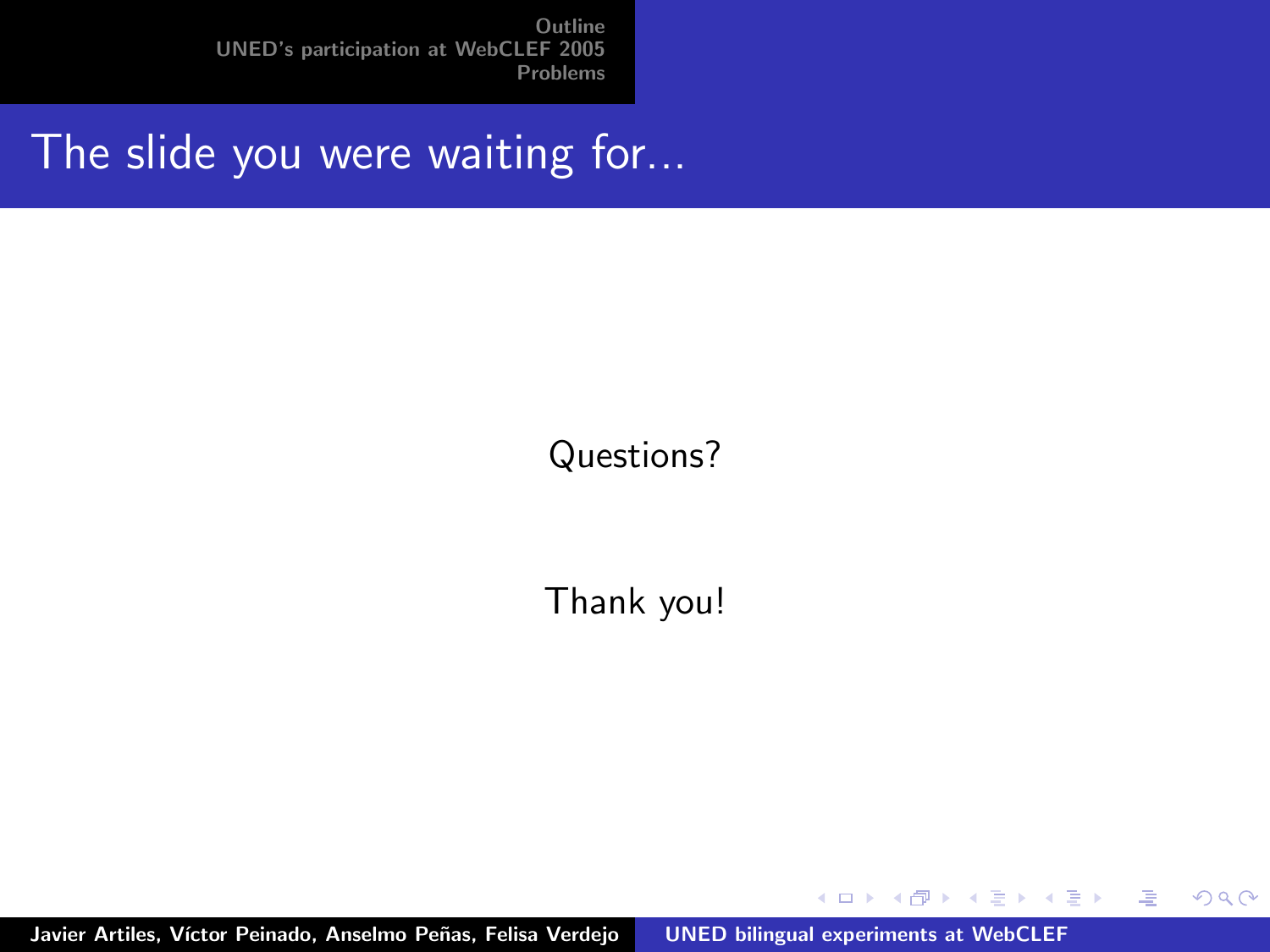# The slide you were waiting for...

Questions?

Thank you!